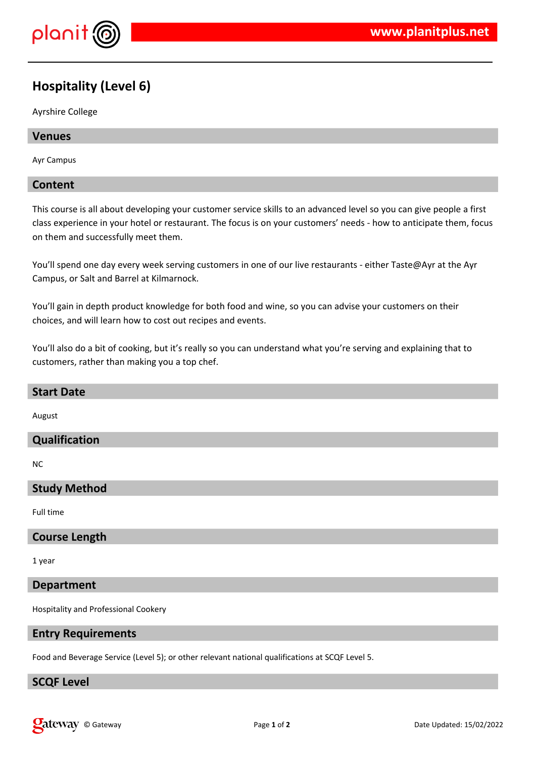# Hospitality (Level 6)

Ayrshire College

## Venues

Ayr Campus

## Content

This course is all about developing your customer service skills to an advanced level so you can give people a first class experience in your hotel or restaurant. The focus is on your customers' needs - how to anticipate them, focus on them and successfully meet them.

You'll spend one day every week serving customers in one of our live restaurants - either Taste@Ayr at the Ayr Campus, or Salt and Barrel at Kilmarnock.

You'll gain in depth product knowledge for both food and wine, so you can advise your customers on their choices, and will learn how to cost out recipes and events.

You'll also do a bit of cooking, but it's really so you can understand what you're serving and explaining that to customers, rather than making you a top chef.

## Start Date

August

## Qualification

NC

## Study Method

Full time

## Course Length

1 year

## Department

Hospitality and Professional Cookery

## Entry Requirements

Food and Beverage Service (Level 5); or other relevant national qualifications at SCQF Level 5.

## SCQF Level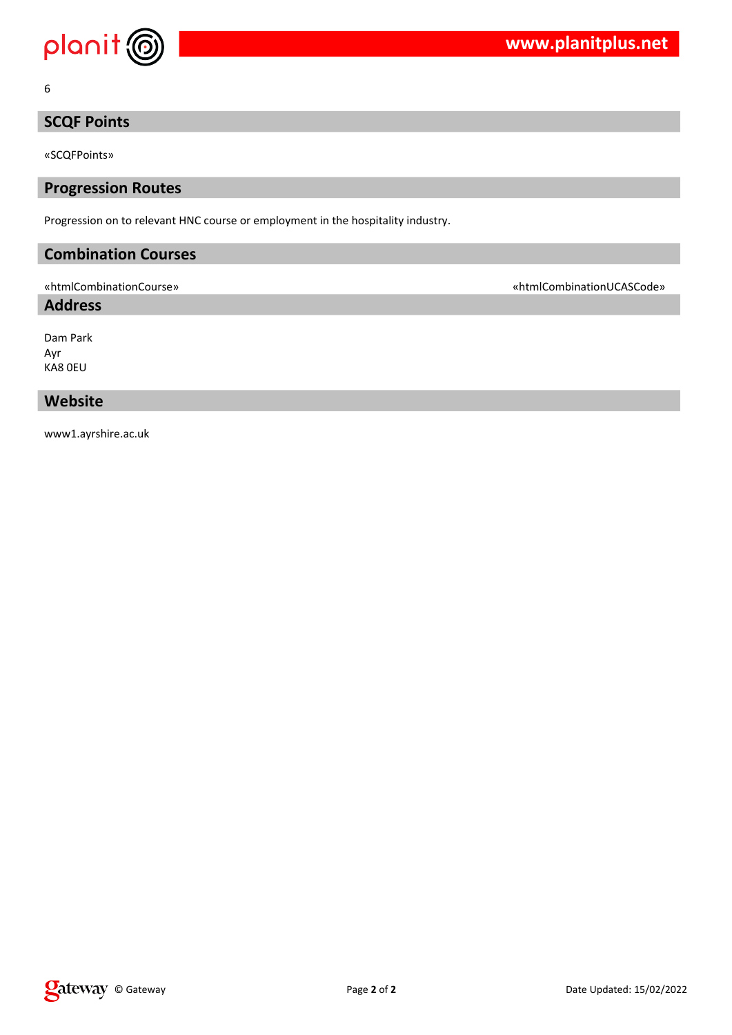6

## SCQF Points

«SCQFPoints»

## Progression Routes

Progression on to relevant HNC course or employment in the hospitality industry.

## Combination Courses

«htmlCombinationCourse» «htmlCombinationUCASCode»

## Address

Dam Park
Ayr
KA8 0EU

## Website

www1.ayrshire.ac.uk